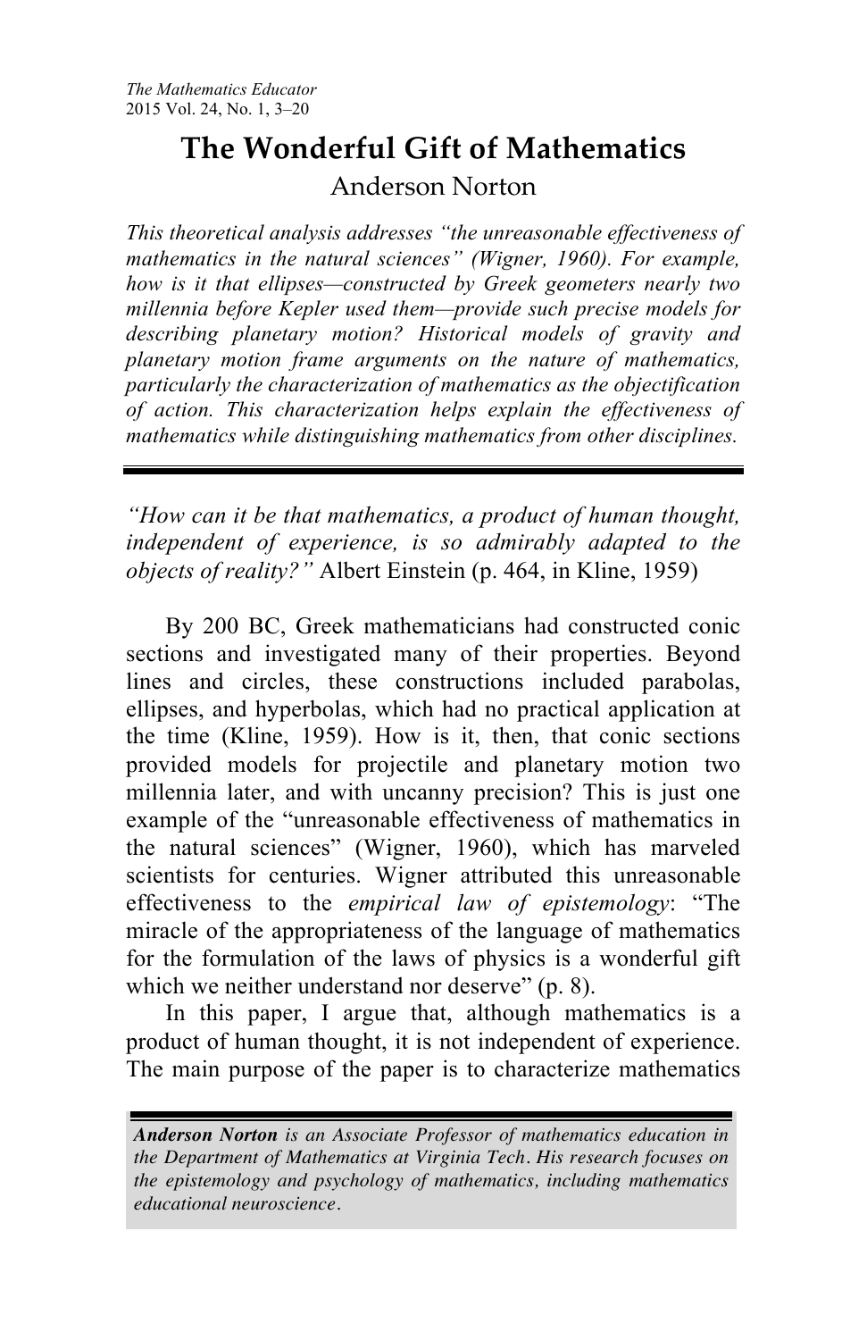# The Wonderful Gift of Mathematics

Anderson Norton

*This theoretical analysis addresses "the unreasonable effectiveness of mathematics in the natural sciences" (Wigner, 1960). For example, how is it that ellipses—constructed by Greek geometers nearly two millennia before Kepler used them—provide such precise models for describing planetary motion? Historical models of gravity and planetary motion frame arguments on the nature of mathematics, particularly the characterization of mathematics as the objectification of action. This characterization helps explain the effectiveness of mathematics while distinguishing mathematics from other disciplines.*

---

*"How can it be that mathematics, a product of human thought, independent of experience, is so admirably adapted to the objects of reality?"* Albert Einstein (p. 464, in Kline, 1959)

By 200 BC, Greek mathematicians had constructed conic sections and investigated many of their properties. Beyond lines and circles, these constructions included parabolas, ellipses, and hyperbolas, which had no practical application at the time (Kline, 1959). How is it, then, that conic sections provided models for projectile and planetary motion two millennia later, and with uncanny precision? This is just one example of the "unreasonable effectiveness of mathematics in the natural sciences" (Wigner, 1960), which has marveled scientists for centuries. Wigner attributed this unreasonable effectiveness to the *empirical law of epistemology*: "The miracle of the appropriateness of the language of mathematics for the formulation of the laws of physics is a wonderful gift which we neither understand nor deserve" (p. 8).

In this paper, I argue that, although mathematics is a product of human thought, it is not independent of experience. The main purpose of the paper is to characterize mathematics

---

***Anderson Norton** is an Associate Professor of mathematics education in the Department of Mathematics at Virginia Tech. His research focuses on the epistemology and psychology of mathematics, including mathematics educational neuroscience.*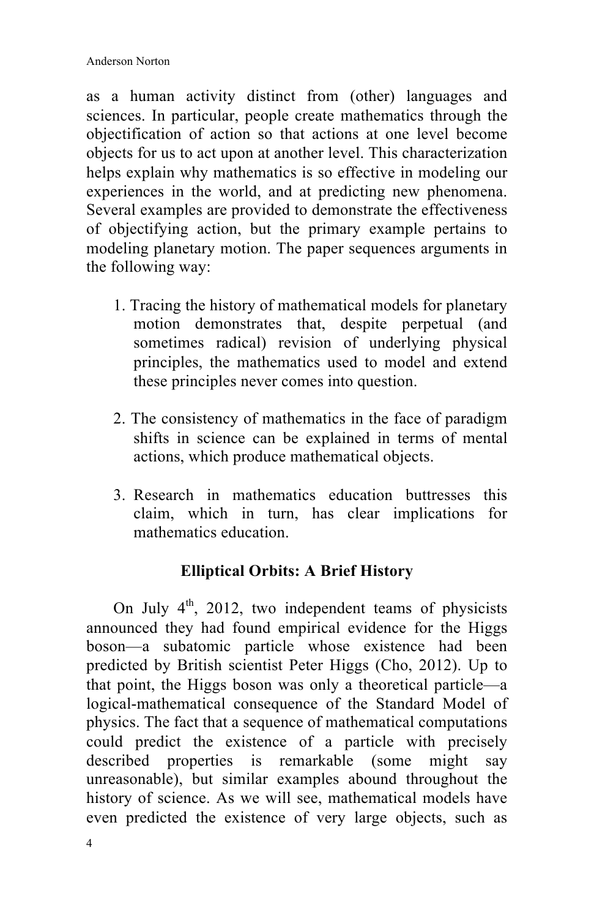as a human activity distinct from (other) languages and sciences. In particular, people create mathematics through the objectification of action so that actions at one level become objects for us to act upon at another level. This characterization helps explain why mathematics is so effective in modeling our experiences in the world, and at predicting new phenomena. Several examples are provided to demonstrate the effectiveness of objectifying action, but the primary example pertains to modeling planetary motion. The paper sequences arguments in the following way:

1. Tracing the history of mathematical models for planetary motion demonstrates that, despite perpetual (and sometimes radical) revision of underlying physical principles, the mathematics used to model and extend these principles never comes into question.

2. The consistency of mathematics in the face of paradigm shifts in science can be explained in terms of mental actions, which produce mathematical objects.

3. Research in mathematics education buttresses this claim, which in turn, has clear implications for mathematics education.

## Elliptical Orbits: A Brief History

On July 4th, 2012, two independent teams of physicists announced they had found empirical evidence for the Higgs boson—a subatomic particle whose existence had been predicted by British scientist Peter Higgs (Cho, 2012). Up to that point, the Higgs boson was only a theoretical particle—a logical-mathematical consequence of the Standard Model of physics. The fact that a sequence of mathematical computations could predict the existence of a particle with precisely described properties is remarkable (some might say unreasonable), but similar examples abound throughout the history of science. As we will see, mathematical models have even predicted the existence of very large objects, such as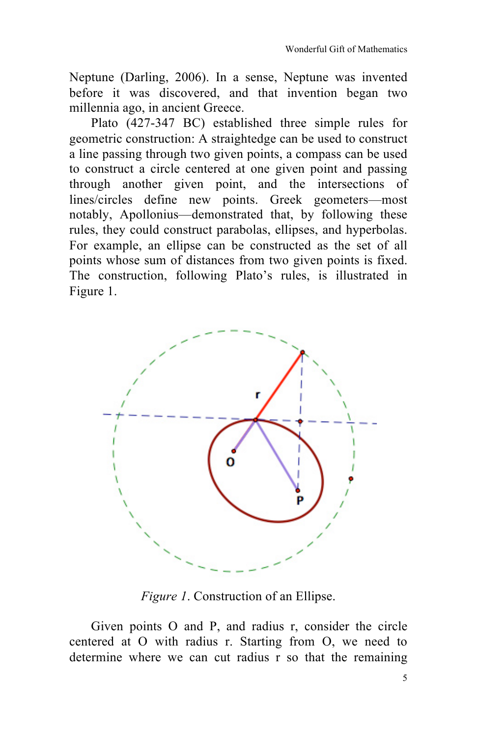Neptune (Darling, 2006). In a sense, Neptune was invented before it was discovered, and that invention began two millennia ago, in ancient Greece.

Plato (427-347 BC) established three simple rules for geometric construction: A straightedge can be used to construct a line passing through two given points, a compass can be used to construct a circle centered at one given point and passing through another given point, and the intersections of lines/circles define new points. Greek geometers—most notably, Apollonius—demonstrated that, by following these rules, they could construct parabolas, ellipses, and hyperbolas. For example, an ellipse can be constructed as the set of all points whose sum of distances from two given points is fixed. The construction, following Plato's rules, is illustrated in Figure 1.

*Figure 1*. Construction of an Ellipse.

Given points O and P, and radius r, consider the circle centered at O with radius r. Starting from O, we need to determine where we can cut radius r so that the remaining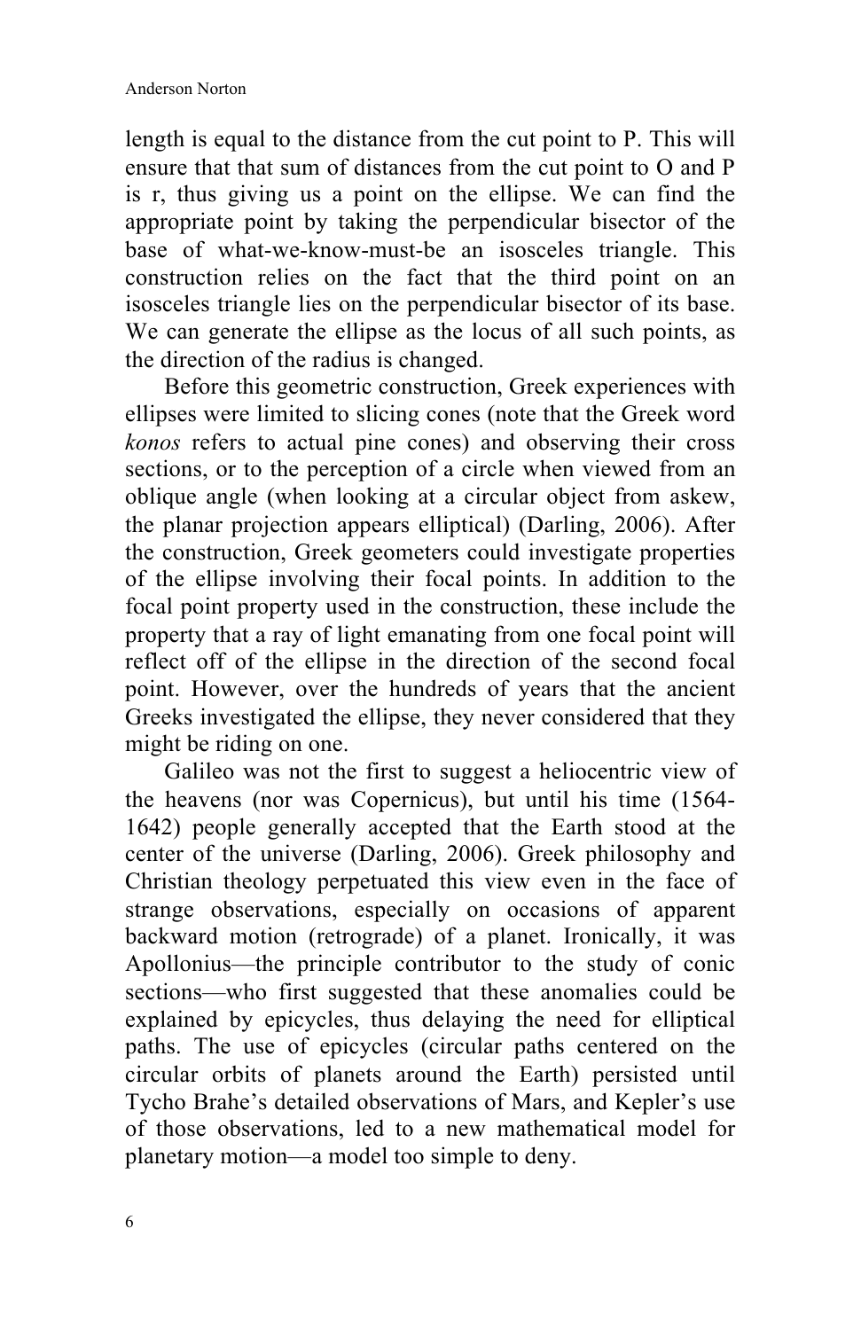length is equal to the distance from the cut point to P. This will ensure that that sum of distances from the cut point to O and P is r, thus giving us a point on the ellipse. We can find the appropriate point by taking the perpendicular bisector of the base of what-we-know-must-be an isosceles triangle. This construction relies on the fact that the third point on an isosceles triangle lies on the perpendicular bisector of its base. We can generate the ellipse as the locus of all such points, as the direction of the radius is changed.

Before this geometric construction, Greek experiences with ellipses were limited to slicing cones (note that the Greek word *konos* refers to actual pine cones) and observing their cross sections, or to the perception of a circle when viewed from an oblique angle (when looking at a circular object from askew, the planar projection appears elliptical) (Darling, 2006). After the construction, Greek geometers could investigate properties of the ellipse involving their focal points. In addition to the focal point property used in the construction, these include the property that a ray of light emanating from one focal point will reflect off of the ellipse in the direction of the second focal point. However, over the hundreds of years that the ancient Greeks investigated the ellipse, they never considered that they might be riding on one.

Galileo was not the first to suggest a heliocentric view of the heavens (nor was Copernicus), but until his time (1564-1642) people generally accepted that the Earth stood at the center of the universe (Darling, 2006). Greek philosophy and Christian theology perpetuated this view even in the face of strange observations, especially on occasions of apparent backward motion (retrograde) of a planet. Ironically, it was Apollonius—the principle contributor to the study of conic sections—who first suggested that these anomalies could be explained by epicycles, thus delaying the need for elliptical paths. The use of epicycles (circular paths centered on the circular orbits of planets around the Earth) persisted until Tycho Brahe's detailed observations of Mars, and Kepler's use of those observations, led to a new mathematical model for planetary motion—a model too simple to deny.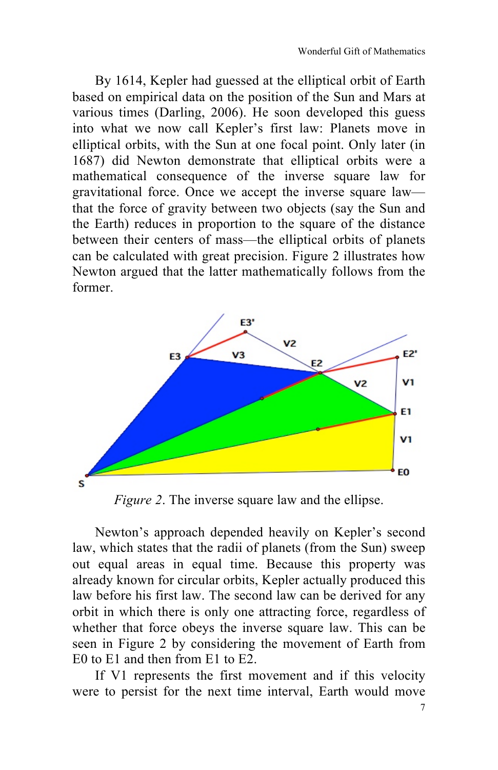By 1614, Kepler had guessed at the elliptical orbit of Earth based on empirical data on the position of the Sun and Mars at various times (Darling, 2006). He soon developed this guess into what we now call Kepler's first law: Planets move in elliptical orbits, with the Sun at one focal point. Only later (in 1687) did Newton demonstrate that elliptical orbits were a mathematical consequence of the inverse square law for gravitational force. Once we accept the inverse square law—that the force of gravity between two objects (say the Sun and the Earth) reduces in proportion to the square of the distance between their centers of mass—the elliptical orbits of planets can be calculated with great precision. Figure 2 illustrates how Newton argued that the latter mathematically follows from the former.

*Figure 2*. The inverse square law and the ellipse.

Newton's approach depended heavily on Kepler's second law, which states that the radii of planets (from the Sun) sweep out equal areas in equal time. Because this property was already known for circular orbits, Kepler actually produced this law before his first law. The second law can be derived for any orbit in which there is only one attracting force, regardless of whether that force obeys the inverse square law. This can be seen in Figure 2 by considering the movement of Earth from E0 to E1 and then from E1 to E2.

If V1 represents the first movement and if this velocity were to persist for the next time interval, Earth would move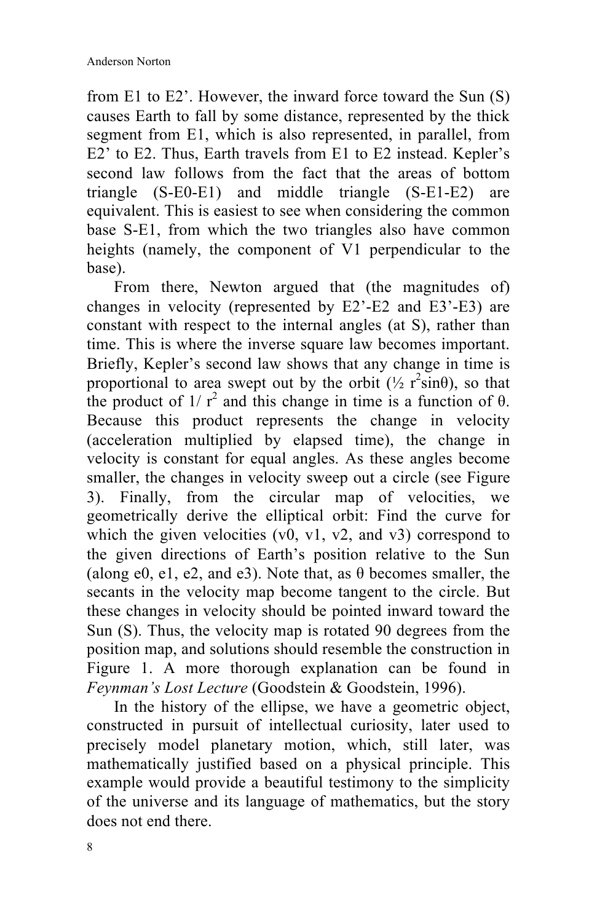from E1 to E2’. However, the inward force toward the Sun (S) causes Earth to fall by some distance, represented by the thick segment from E1, which is also represented, in parallel, from E2’ to E2. Thus, Earth travels from E1 to E2 instead. Kepler’s second law follows from the fact that the areas of bottom triangle (S-E0-E1) and middle triangle (S-E1-E2) are equivalent. This is easiest to see when considering the common base S-E1, from which the two triangles also have common heights (namely, the component of V1 perpendicular to the base).

From there, Newton argued that (the magnitudes of) changes in velocity (represented by E2’-E2 and E3’-E3) are constant with respect to the internal angles (at S), rather than time. This is where the inverse square law becomes important. Briefly, Kepler’s second law shows that any change in time is proportional to area swept out by the orbit ($\frac{1}{2} r^2 \sin\theta$), so that the product of $1/r^2$ and this change in time is a function of $\theta$. Because this product represents the change in velocity (acceleration multiplied by elapsed time), the change in velocity is constant for equal angles. As these angles become smaller, the changes in velocity sweep out a circle (see Figure 3). Finally, from the circular map of velocities, we geometrically derive the elliptical orbit: Find the curve for which the given velocities (v0, v1, v2, and v3) correspond to the given directions of Earth’s position relative to the Sun (along e0, e1, e2, and e3). Note that, as $\theta$ becomes smaller, the secants in the velocity map become tangent to the circle. But these changes in velocity should be pointed inward toward the Sun (S). Thus, the velocity map is rotated 90 degrees from the position map, and solutions should resemble the construction in Figure 1. A more thorough explanation can be found in *Feynman’s Lost Lecture* (Goodstein & Goodstein, 1996).

In the history of the ellipse, we have a geometric object, constructed in pursuit of intellectual curiosity, later used to precisely model planetary motion, which, still later, was mathematically justified based on a physical principle. This example would provide a beautiful testimony to the simplicity of the universe and its language of mathematics, but the story does not end there.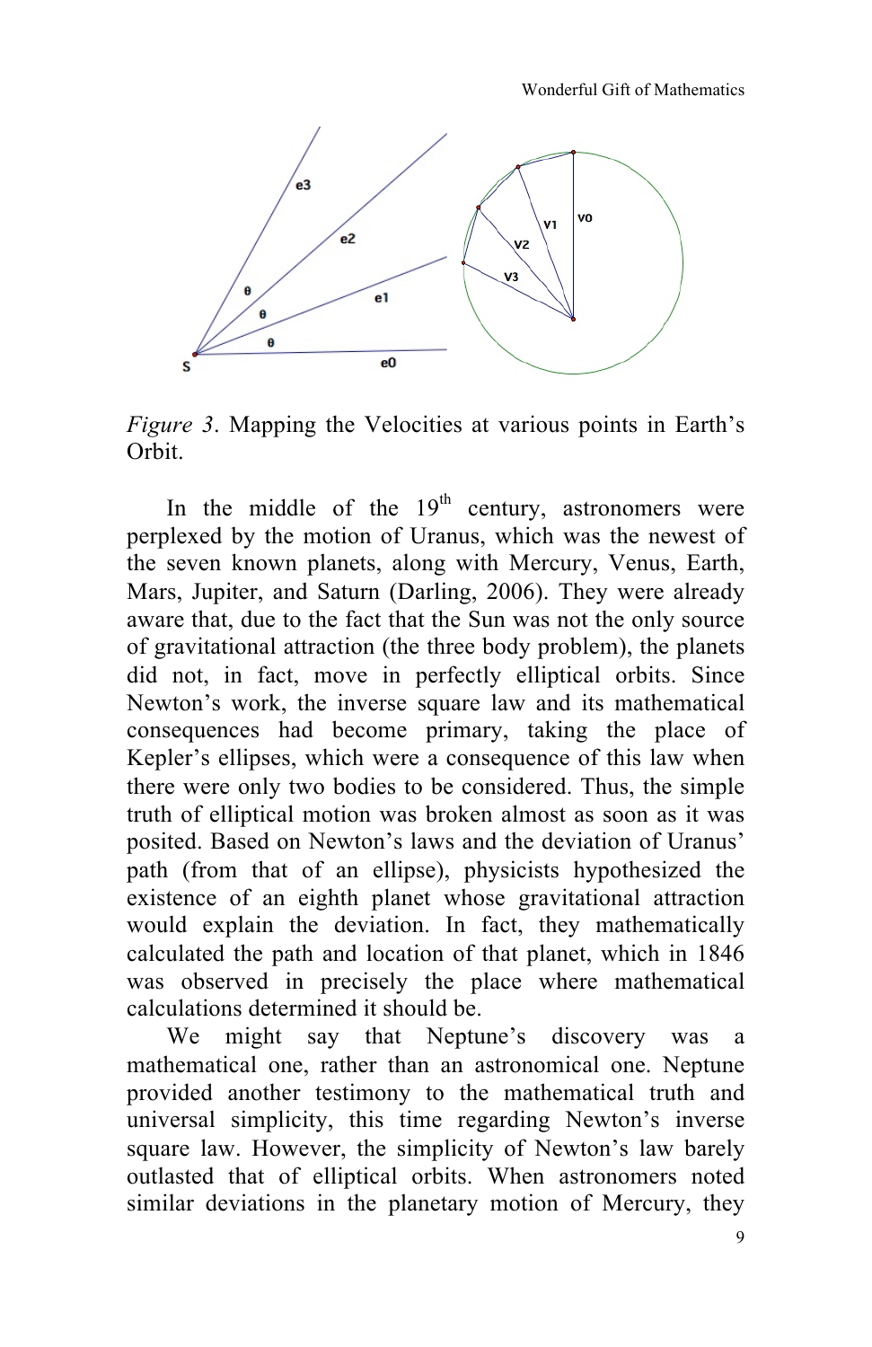*Figure 3*. Mapping the Velocities at various points in Earth's Orbit.

In the middle of the 19th century, astronomers were perplexed by the motion of Uranus, which was the newest of the seven known planets, along with Mercury, Venus, Earth, Mars, Jupiter, and Saturn (Darling, 2006). They were already aware that, due to the fact that the Sun was not the only source of gravitational attraction (the three body problem), the planets did not, in fact, move in perfectly elliptical orbits. Since Newton's work, the inverse square law and its mathematical consequences had become primary, taking the place of Kepler's ellipses, which were a consequence of this law when there were only two bodies to be considered. Thus, the simple truth of elliptical motion was broken almost as soon as it was posited. Based on Newton's laws and the deviation of Uranus' path (from that of an ellipse), physicists hypothesized the existence of an eighth planet whose gravitational attraction would explain the deviation. In fact, they mathematically calculated the path and location of that planet, which in 1846 was observed in precisely the place where mathematical calculations determined it should be.

We might say that Neptune's discovery was a mathematical one, rather than an astronomical one. Neptune provided another testimony to the mathematical truth and universal simplicity, this time regarding Newton's inverse square law. However, the simplicity of Newton's law barely outlasted that of elliptical orbits. When astronomers noted similar deviations in the planetary motion of Mercury, they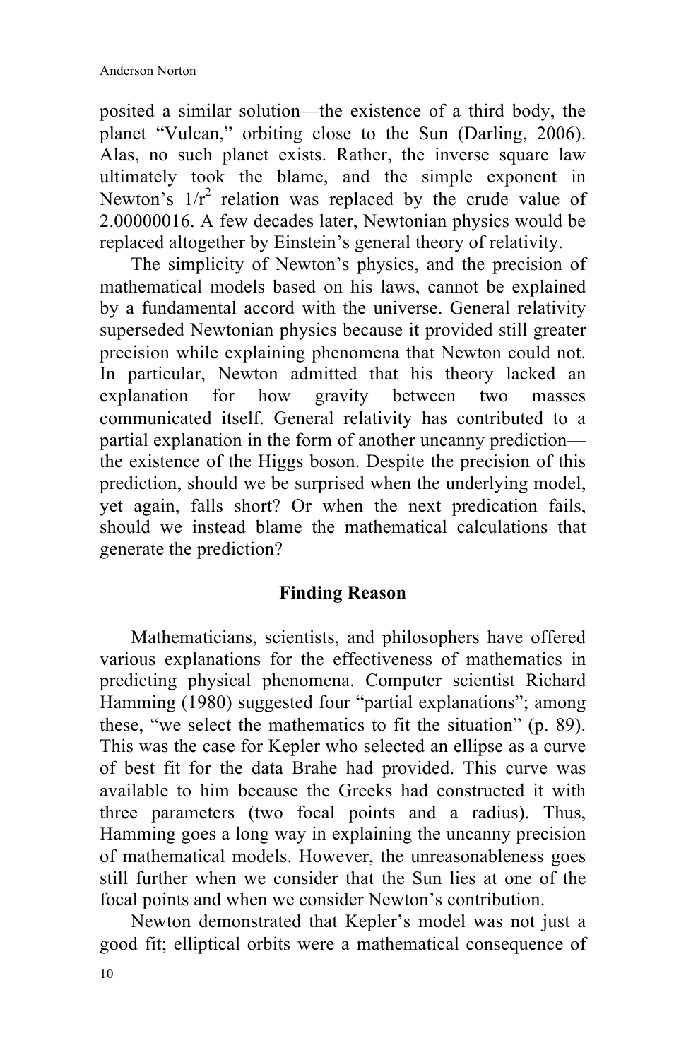posited a similar solution—the existence of a third body, the planet "Vulcan," orbiting close to the Sun (Darling, 2006). Alas, no such planet exists. Rather, the inverse square law ultimately took the blame, and the simple exponent in Newton's $1/r^2$ relation was replaced by the crude value of 2.00000016. A few decades later, Newtonian physics would be replaced altogether by Einstein's general theory of relativity.

The simplicity of Newton's physics, and the precision of mathematical models based on his laws, cannot be explained by a fundamental accord with the universe. General relativity superseded Newtonian physics because it provided still greater precision while explaining phenomena that Newton could not. In particular, Newton admitted that his theory lacked an explanation for how gravity between two masses communicated itself. General relativity has contributed to a partial explanation in the form of another uncanny prediction—the existence of the Higgs boson. Despite the precision of this prediction, should we be surprised when the underlying model, yet again, falls short? Or when the next predication fails, should we instead blame the mathematical calculations that generate the prediction?

## Finding Reason

Mathematicians, scientists, and philosophers have offered various explanations for the effectiveness of mathematics in predicting physical phenomena. Computer scientist Richard Hamming (1980) suggested four "partial explanations"; among these, "we select the mathematics to fit the situation" (p. 89). This was the case for Kepler who selected an ellipse as a curve of best fit for the data Brahe had provided. This curve was available to him because the Greeks had constructed it with three parameters (two focal points and a radius). Thus, Hamming goes a long way in explaining the uncanny precision of mathematical models. However, the unreasonableness goes still further when we consider that the Sun lies at one of the focal points and when we consider Newton's contribution.

Newton demonstrated that Kepler's model was not just a good fit; elliptical orbits were a mathematical consequence of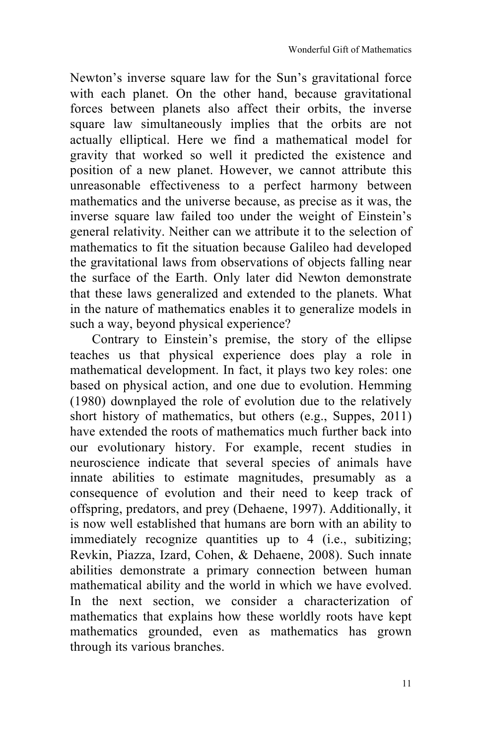Newton's inverse square law for the Sun's gravitational force with each planet. On the other hand, because gravitational forces between planets also affect their orbits, the inverse square law simultaneously implies that the orbits are not actually elliptical. Here we find a mathematical model for gravity that worked so well it predicted the existence and position of a new planet. However, we cannot attribute this unreasonable effectiveness to a perfect harmony between mathematics and the universe because, as precise as it was, the inverse square law failed too under the weight of Einstein's general relativity. Neither can we attribute it to the selection of mathematics to fit the situation because Galileo had developed the gravitational laws from observations of objects falling near the surface of the Earth. Only later did Newton demonstrate that these laws generalized and extended to the planets. What in the nature of mathematics enables it to generalize models in such a way, beyond physical experience?

Contrary to Einstein's premise, the story of the ellipse teaches us that physical experience does play a role in mathematical development. In fact, it plays two key roles: one based on physical action, and one due to evolution. Hemming (1980) downplayed the role of evolution due to the relatively short history of mathematics, but others (e.g., Suppes, 2011) have extended the roots of mathematics much further back into our evolutionary history. For example, recent studies in neuroscience indicate that several species of animals have innate abilities to estimate magnitudes, presumably as a consequence of evolution and their need to keep track of offspring, predators, and prey (Dehaene, 1997). Additionally, it is now well established that humans are born with an ability to immediately recognize quantities up to 4 (i.e., subitizing; Revkin, Piazza, Izard, Cohen, & Dehaene, 2008). Such innate abilities demonstrate a primary connection between human mathematical ability and the world in which we have evolved. In the next section, we consider a characterization of mathematics that explains how these worldly roots have kept mathematics grounded, even as mathematics has grown through its various branches.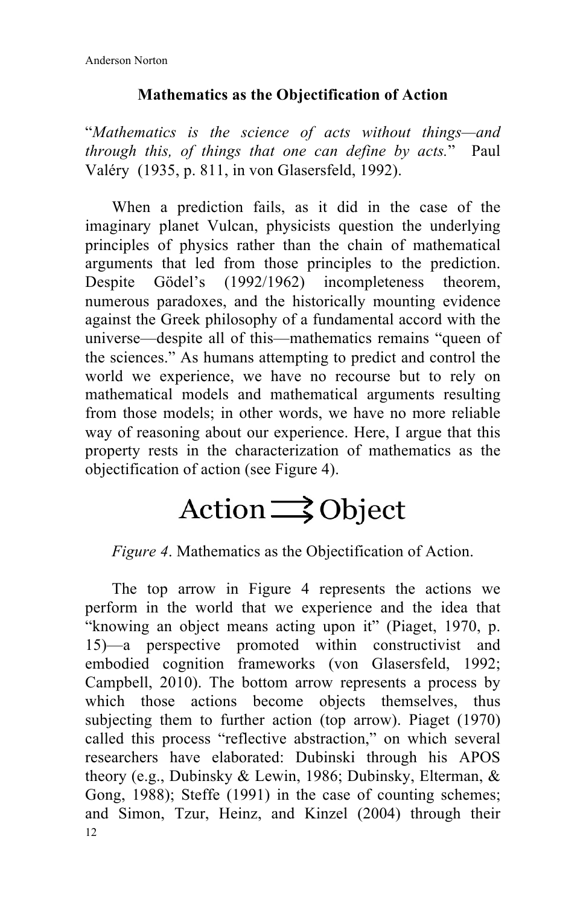## Mathematics as the Objectification of Action

"*Mathematics is the science of acts without things—and through this, of things that one can define by acts.*" Paul Valéry (1935, p. 811, in von Glasersfeld, 1992).

When a prediction fails, as it did in the case of the imaginary planet Vulcan, physicists question the underlying principles of physics rather than the chain of mathematical arguments that led from those principles to the prediction. Despite Gödel's (1992/1962) incompleteness theorem, numerous paradoxes, and the historically mounting evidence against the Greek philosophy of a fundamental accord with the universe—despite all of this—mathematics remains "queen of the sciences." As humans attempting to predict and control the world we experience, we have no recourse but to rely on mathematical models and mathematical arguments resulting from those models; in other words, we have no more reliable way of reasoning about our experience. Here, I argue that this property rests in the characterization of mathematics as the objectification of action (see Figure 4).

Action ⇉ Object

*Figure 4*. Mathematics as the Objectification of Action.

The top arrow in Figure 4 represents the actions we perform in the world that we experience and the idea that "knowing an object means acting upon it" (Piaget, 1970, p. 15)—a perspective promoted within constructivist and embodied cognition frameworks (von Glasersfeld, 1992; Campbell, 2010). The bottom arrow represents a process by which those actions become objects themselves, thus subjecting them to further action (top arrow). Piaget (1970) called this process "reflective abstraction," on which several researchers have elaborated: Dubinski through his APOS theory (e.g., Dubinsky & Lewin, 1986; Dubinsky, Elterman, & Gong, 1988); Steffe (1991) in the case of counting schemes; and Simon, Tzur, Heinz, and Kinzel (2004) through their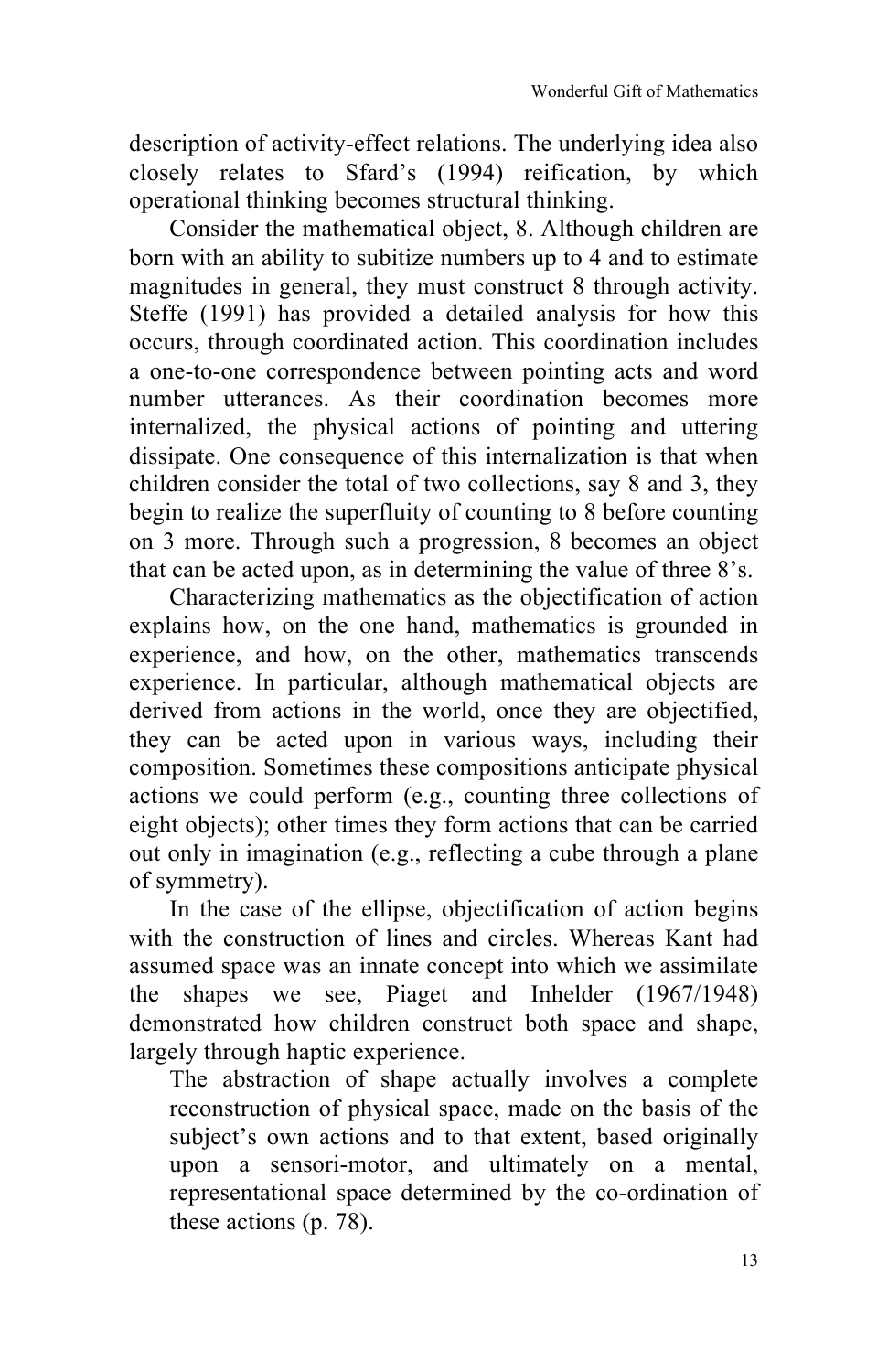description of activity-effect relations. The underlying idea also closely relates to Sfard's (1994) reification, by which operational thinking becomes structural thinking.

Consider the mathematical object, 8. Although children are born with an ability to subitize numbers up to 4 and to estimate magnitudes in general, they must construct 8 through activity. Steffe (1991) has provided a detailed analysis for how this occurs, through coordinated action. This coordination includes a one-to-one correspondence between pointing acts and word number utterances. As their coordination becomes more internalized, the physical actions of pointing and uttering dissipate. One consequence of this internalization is that when children consider the total of two collections, say 8 and 3, they begin to realize the superfluity of counting to 8 before counting on 3 more. Through such a progression, 8 becomes an object that can be acted upon, as in determining the value of three 8's.

Characterizing mathematics as the objectification of action explains how, on the one hand, mathematics is grounded in experience, and how, on the other, mathematics transcends experience. In particular, although mathematical objects are derived from actions in the world, once they are objectified, they can be acted upon in various ways, including their composition. Sometimes these compositions anticipate physical actions we could perform (e.g., counting three collections of eight objects); other times they form actions that can be carried out only in imagination (e.g., reflecting a cube through a plane of symmetry).

In the case of the ellipse, objectification of action begins with the construction of lines and circles. Whereas Kant had assumed space was an innate concept into which we assimilate the shapes we see, Piaget and Inhelder (1967/1948) demonstrated how children construct both space and shape, largely through haptic experience.

> The abstraction of shape actually involves a complete reconstruction of physical space, made on the basis of the subject's own actions and to that extent, based originally upon a sensori-motor, and ultimately on a mental, representational space determined by the co-ordination of these actions (p. 78).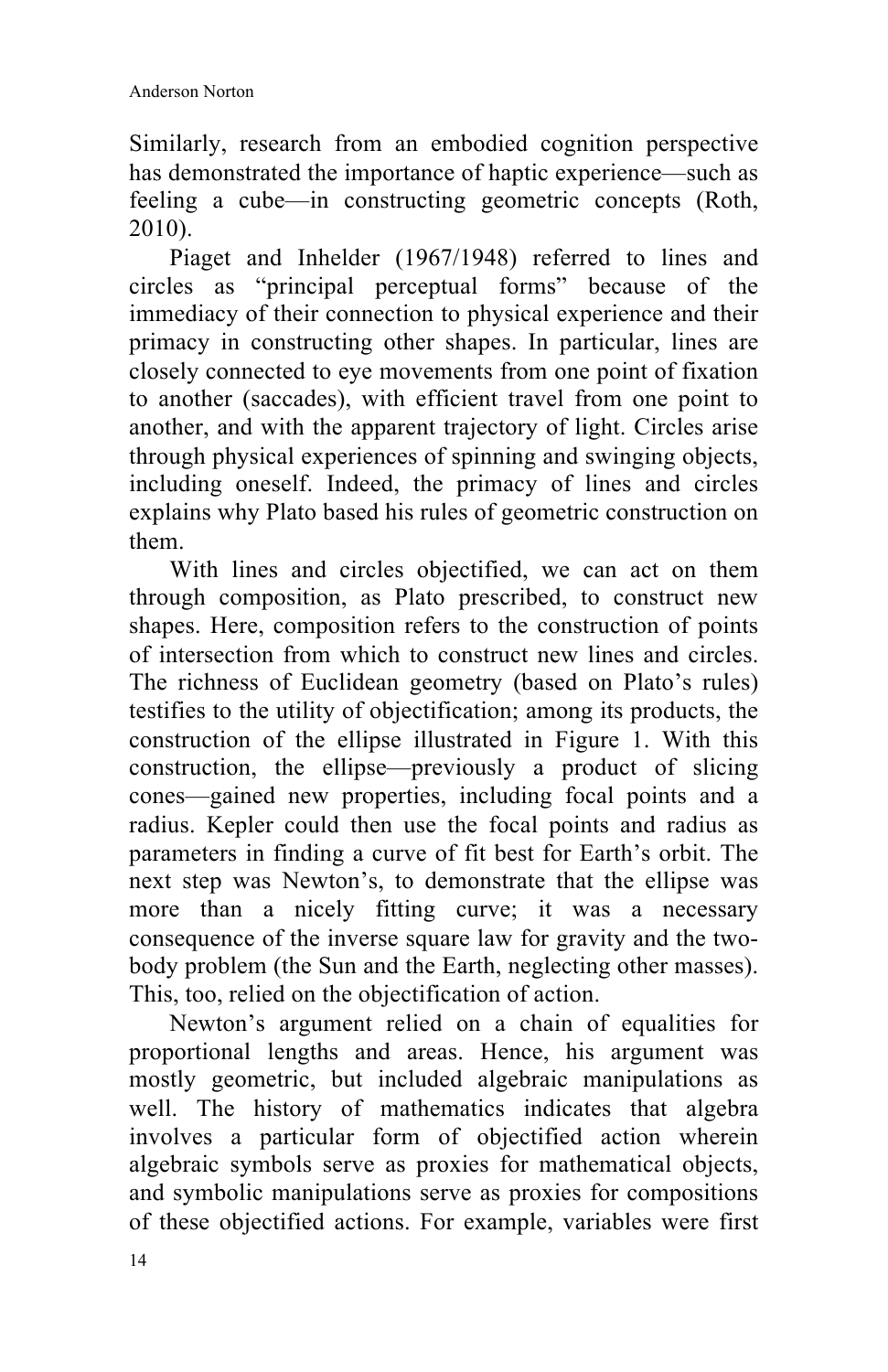Similarly, research from an embodied cognition perspective has demonstrated the importance of haptic experience—such as feeling a cube—in constructing geometric concepts (Roth, 2010).

Piaget and Inhelder (1967/1948) referred to lines and circles as “principal perceptual forms” because of the immediacy of their connection to physical experience and their primacy in constructing other shapes. In particular, lines are closely connected to eye movements from one point of fixation to another (saccades), with efficient travel from one point to another, and with the apparent trajectory of light. Circles arise through physical experiences of spinning and swinging objects, including oneself. Indeed, the primacy of lines and circles explains why Plato based his rules of geometric construction on them.

With lines and circles objectified, we can act on them through composition, as Plato prescribed, to construct new shapes. Here, composition refers to the construction of points of intersection from which to construct new lines and circles. The richness of Euclidean geometry (based on Plato’s rules) testifies to the utility of objectification; among its products, the construction of the ellipse illustrated in Figure 1. With this construction, the ellipse—previously a product of slicing cones—gained new properties, including focal points and a radius. Kepler could then use the focal points and radius as parameters in finding a curve of fit best for Earth’s orbit. The next step was Newton’s, to demonstrate that the ellipse was more than a nicely fitting curve; it was a necessary consequence of the inverse square law for gravity and the two-body problem (the Sun and the Earth, neglecting other masses). This, too, relied on the objectification of action.

Newton’s argument relied on a chain of equalities for proportional lengths and areas. Hence, his argument was mostly geometric, but included algebraic manipulations as well. The history of mathematics indicates that algebra involves a particular form of objectified action wherein algebraic symbols serve as proxies for mathematical objects, and symbolic manipulations serve as proxies for compositions of these objectified actions. For example, variables were first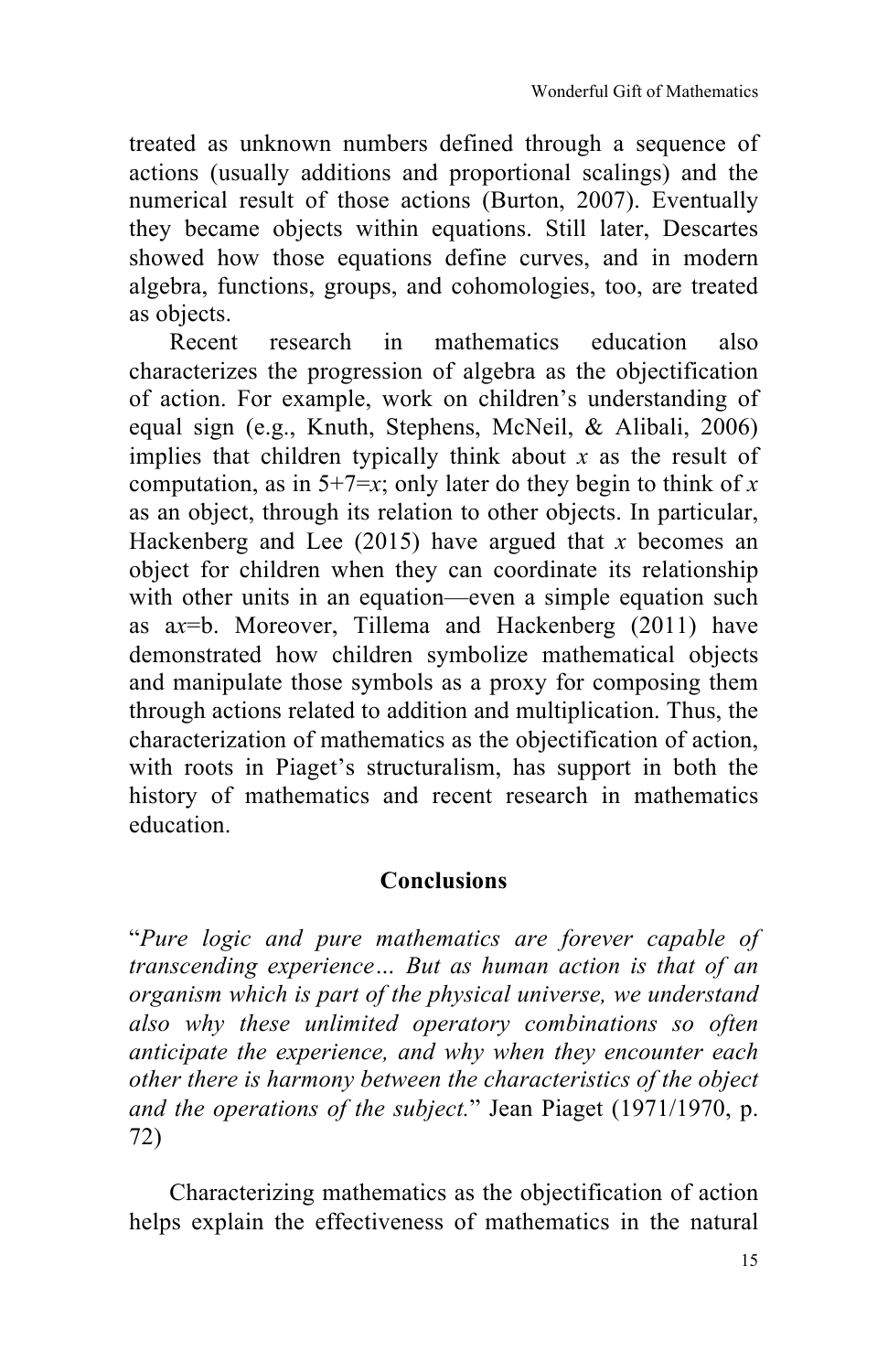treated as unknown numbers defined through a sequence of actions (usually additions and proportional scalings) and the numerical result of those actions (Burton, 2007). Eventually they became objects within equations. Still later, Descartes showed how those equations define curves, and in modern algebra, functions, groups, and cohomologies, too, are treated as objects.

Recent research in mathematics education also characterizes the progression of algebra as the objectification of action. For example, work on children's understanding of equal sign (e.g., Knuth, Stephens, McNeil, & Alibali, 2006) implies that children typically think about $x$ as the result of computation, as in $5+7=x$; only later do they begin to think of $x$ as an object, through its relation to other objects. In particular, Hackenberg and Lee (2015) have argued that $x$ becomes an object for children when they can coordinate its relationship with other units in an equation—even a simple equation such as $ax=b$. Moreover, Tillema and Hackenberg (2011) have demonstrated how children symbolize mathematical objects and manipulate those symbols as a proxy for composing them through actions related to addition and multiplication. Thus, the characterization of mathematics as the objectification of action, with roots in Piaget's structuralism, has support in both the history of mathematics and recent research in mathematics education.

## Conclusions

"*Pure logic and pure mathematics are forever capable of transcending experience… But as human action is that of an organism which is part of the physical universe, we understand also why these unlimited operatory combinations so often anticipate the experience, and why when they encounter each other there is harmony between the characteristics of the object and the operations of the subject.*" Jean Piaget (1971/1970, p. 72)

Characterizing mathematics as the objectification of action helps explain the effectiveness of mathematics in the natural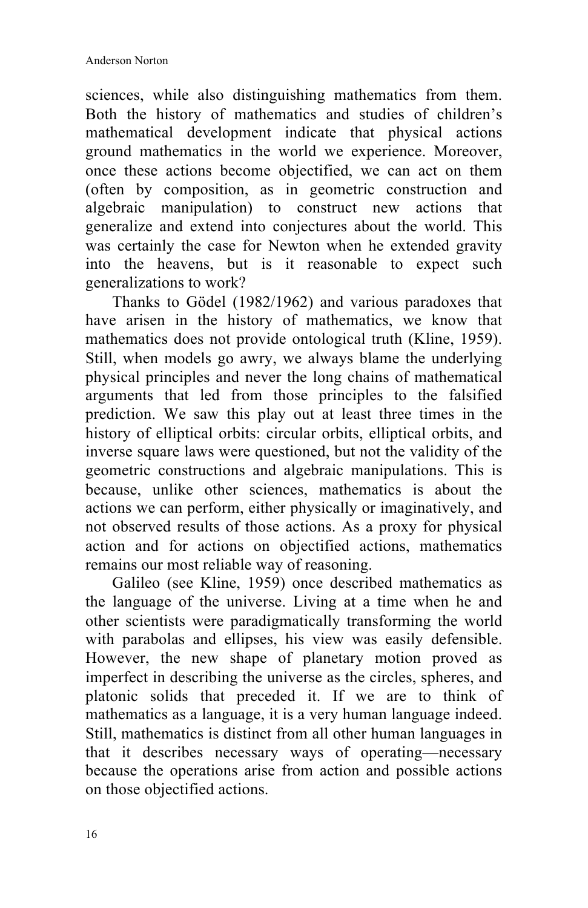sciences, while also distinguishing mathematics from them. Both the history of mathematics and studies of children's mathematical development indicate that physical actions ground mathematics in the world we experience. Moreover, once these actions become objectified, we can act on them (often by composition, as in geometric construction and algebraic manipulation) to construct new actions that generalize and extend into conjectures about the world. This was certainly the case for Newton when he extended gravity into the heavens, but is it reasonable to expect such generalizations to work?

Thanks to Gödel (1982/1962) and various paradoxes that have arisen in the history of mathematics, we know that mathematics does not provide ontological truth (Kline, 1959). Still, when models go awry, we always blame the underlying physical principles and never the long chains of mathematical arguments that led from those principles to the falsified prediction. We saw this play out at least three times in the history of elliptical orbits: circular orbits, elliptical orbits, and inverse square laws were questioned, but not the validity of the geometric constructions and algebraic manipulations. This is because, unlike other sciences, mathematics is about the actions we can perform, either physically or imaginatively, and not observed results of those actions. As a proxy for physical action and for actions on objectified actions, mathematics remains our most reliable way of reasoning.

Galileo (see Kline, 1959) once described mathematics as the language of the universe. Living at a time when he and other scientists were paradigmatically transforming the world with parabolas and ellipses, his view was easily defensible. However, the new shape of planetary motion proved as imperfect in describing the universe as the circles, spheres, and platonic solids that preceded it. If we are to think of mathematics as a language, it is a very human language indeed. Still, mathematics is distinct from all other human languages in that it describes necessary ways of operating—necessary because the operations arise from action and possible actions on those objectified actions.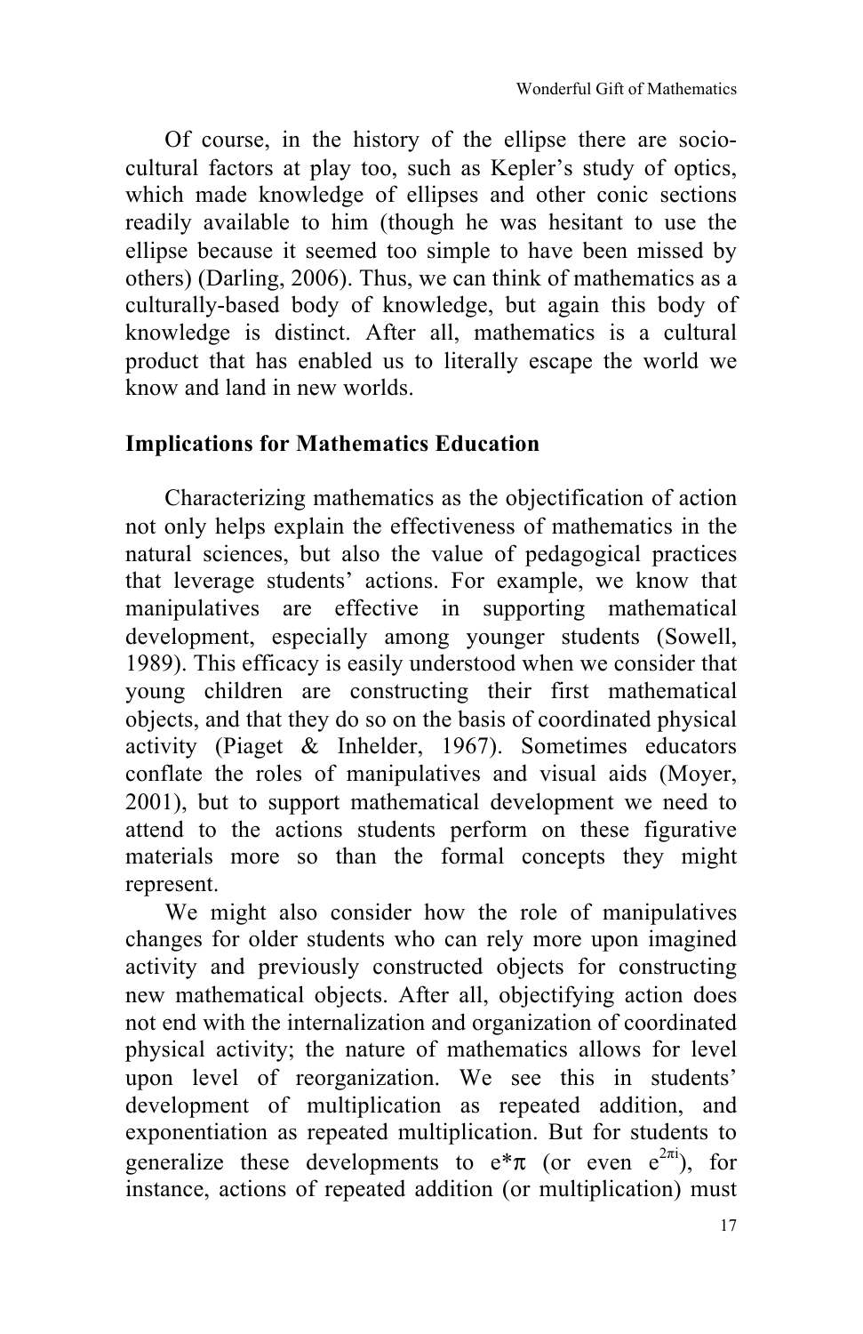Of course, in the history of the ellipse there are socio-cultural factors at play too, such as Kepler's study of optics, which made knowledge of ellipses and other conic sections readily available to him (though he was hesitant to use the ellipse because it seemed too simple to have been missed by others) (Darling, 2006). Thus, we can think of mathematics as a culturally-based body of knowledge, but again this body of knowledge is distinct. After all, mathematics is a cultural product that has enabled us to literally escape the world we know and land in new worlds.

## Implications for Mathematics Education

Characterizing mathematics as the objectification of action not only helps explain the effectiveness of mathematics in the natural sciences, but also the value of pedagogical practices that leverage students' actions. For example, we know that manipulatives are effective in supporting mathematical development, especially among younger students (Sowell, 1989). This efficacy is easily understood when we consider that young children are constructing their first mathematical objects, and that they do so on the basis of coordinated physical activity (Piaget & Inhelder, 1967). Sometimes educators conflate the roles of manipulatives and visual aids (Moyer, 2001), but to support mathematical development we need to attend to the actions students perform on these figurative materials more so than the formal concepts they might represent.

We might also consider how the role of manipulatives changes for older students who can rely more upon imagined activity and previously constructed objects for constructing new mathematical objects. After all, objectifying action does not end with the internalization and organization of coordinated physical activity; the nature of mathematics allows for level upon level of reorganization. We see this in students' development of multiplication as repeated addition, and exponentiation as repeated multiplication. But for students to generalize these developments to $e*\pi$ (or even $e^{2\pi i}$), for instance, actions of repeated addition (or multiplication) must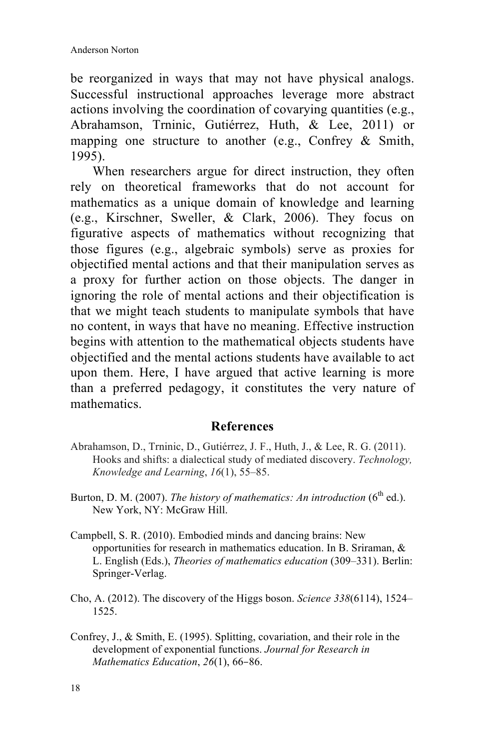be reorganized in ways that may not have physical analogs. Successful instructional approaches leverage more abstract actions involving the coordination of covarying quantities (e.g., Abrahamson, Trninic, Gutiérrez, Huth, & Lee, 2011) or mapping one structure to another (e.g., Confrey & Smith, 1995).

When researchers argue for direct instruction, they often rely on theoretical frameworks that do not account for mathematics as a unique domain of knowledge and learning (e.g., Kirschner, Sweller, & Clark, 2006). They focus on figurative aspects of mathematics without recognizing that those figures (e.g., algebraic symbols) serve as proxies for objectified mental actions and that their manipulation serves as a proxy for further action on those objects. The danger in ignoring the role of mental actions and their objectification is that we might teach students to manipulate symbols that have no content, in ways that have no meaning. Effective instruction begins with attention to the mathematical objects students have objectified and the mental actions students have available to act upon them. Here, I have argued that active learning is more than a preferred pedagogy, it constitutes the very nature of mathematics.

## References

Abrahamson, D., Trninic, D., Gutiérrez, J. F., Huth, J., & Lee, R. G. (2011). Hooks and shifts: a dialectical study of mediated discovery. *Technology, Knowledge and Learning*, *16*(1), 55–85.

Burton, D. M. (2007). *The history of mathematics: An introduction* (6th ed.). New York, NY: McGraw Hill.

Campbell, S. R. (2010). Embodied minds and dancing brains: New opportunities for research in mathematics education. In B. Sriraman, & L. English (Eds.), *Theories of mathematics education* (309–331). Berlin: Springer-Verlag.

Cho, A. (2012). The discovery of the Higgs boson. *Science 338*(6114), 1524–1525.

Confrey, J., & Smith, E. (1995). Splitting, covariation, and their role in the development of exponential functions. *Journal for Research in Mathematics Education*, *26*(1), 66–86.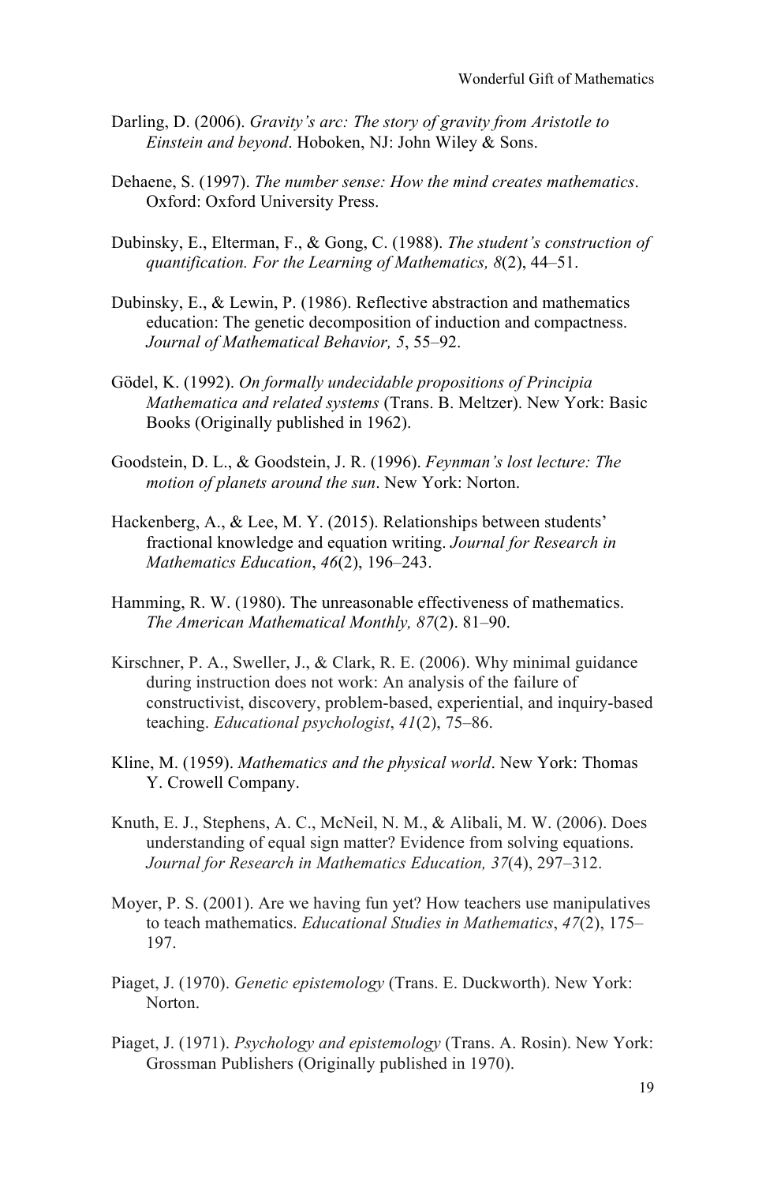Darling, D. (2006). *Gravity's arc: The story of gravity from Aristotle to Einstein and beyond*. Hoboken, NJ: John Wiley & Sons.

Dehaene, S. (1997). *The number sense: How the mind creates mathematics*. Oxford: Oxford University Press.

Dubinsky, E., Elterman, F., & Gong, C. (1988). *The student's construction of quantification. For the Learning of Mathematics, 8*(2), 44–51.

Dubinsky, E., & Lewin, P. (1986). Reflective abstraction and mathematics education: The genetic decomposition of induction and compactness. *Journal of Mathematical Behavior, 5*, 55–92.

Gödel, K. (1992). *On formally undecidable propositions of Principia Mathematica and related systems* (Trans. B. Meltzer). New York: Basic Books (Originally published in 1962).

Goodstein, D. L., & Goodstein, J. R. (1996). *Feynman's lost lecture: The motion of planets around the sun*. New York: Norton.

Hackenberg, A., & Lee, M. Y. (2015). Relationships between students' fractional knowledge and equation writing. *Journal for Research in Mathematics Education*, *46*(2), 196–243.

Hamming, R. W. (1980). The unreasonable effectiveness of mathematics. *The American Mathematical Monthly, 87*(2). 81–90.

Kirschner, P. A., Sweller, J., & Clark, R. E. (2006). Why minimal guidance during instruction does not work: An analysis of the failure of constructivist, discovery, problem-based, experiential, and inquiry-based teaching. *Educational psychologist*, *41*(2), 75–86.

Kline, M. (1959). *Mathematics and the physical world*. New York: Thomas Y. Crowell Company.

Knuth, E. J., Stephens, A. C., McNeil, N. M., & Alibali, M. W. (2006). Does understanding of equal sign matter? Evidence from solving equations. *Journal for Research in Mathematics Education, 37*(4), 297–312.

Moyer, P. S. (2001). Are we having fun yet? How teachers use manipulatives to teach mathematics. *Educational Studies in Mathematics*, *47*(2), 175–197.

Piaget, J. (1970). *Genetic epistemology* (Trans. E. Duckworth). New York: Norton.

Piaget, J. (1971). *Psychology and epistemology* (Trans. A. Rosin). New York: Grossman Publishers (Originally published in 1970).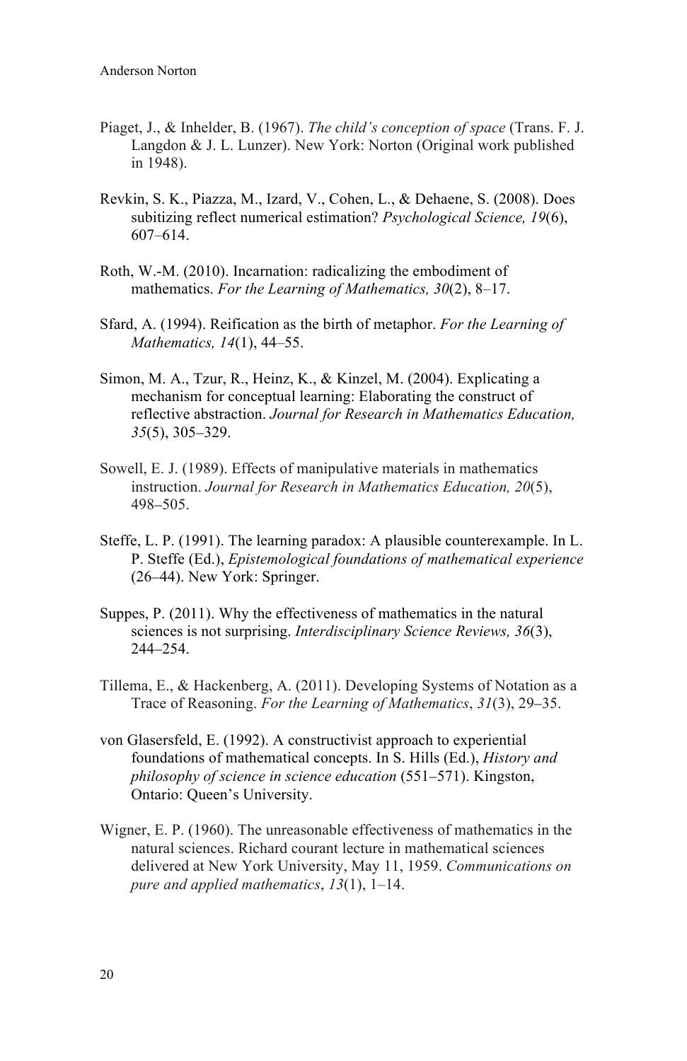Piaget, J., & Inhelder, B. (1967). *The child's conception of space* (Trans. F. J. Langdon & J. L. Lunzer). New York: Norton (Original work published in 1948).

Revkin, S. K., Piazza, M., Izard, V., Cohen, L., & Dehaene, S. (2008). Does subitizing reflect numerical estimation? *Psychological Science, 19*(6), 607–614.

Roth, W.-M. (2010). Incarnation: radicalizing the embodiment of mathematics. *For the Learning of Mathematics, 30*(2), 8–17.

Sfard, A. (1994). Reification as the birth of metaphor. *For the Learning of Mathematics, 14*(1), 44–55.

Simon, M. A., Tzur, R., Heinz, K., & Kinzel, M. (2004). Explicating a mechanism for conceptual learning: Elaborating the construct of reflective abstraction. *Journal for Research in Mathematics Education, 35*(5), 305–329.

Sowell, E. J. (1989). Effects of manipulative materials in mathematics instruction. *Journal for Research in Mathematics Education, 20*(5), 498–505.

Steffe, L. P. (1991). The learning paradox: A plausible counterexample. In L. P. Steffe (Ed.), *Epistemological foundations of mathematical experience* (26–44). New York: Springer.

Suppes, P. (2011). Why the effectiveness of mathematics in the natural sciences is not surprising. *Interdisciplinary Science Reviews, 36*(3), 244–254.

Tillema, E., & Hackenberg, A. (2011). Developing Systems of Notation as a Trace of Reasoning. *For the Learning of Mathematics*, *31*(3), 29–35.

von Glasersfeld, E. (1992). A constructivist approach to experiential foundations of mathematical concepts. In S. Hills (Ed.), *History and philosophy of science in science education* (551–571). Kingston, Ontario: Queen's University.

Wigner, E. P. (1960). The unreasonable effectiveness of mathematics in the natural sciences. Richard courant lecture in mathematical sciences delivered at New York University, May 11, 1959. *Communications on pure and applied mathematics*, *13*(1), 1–14.